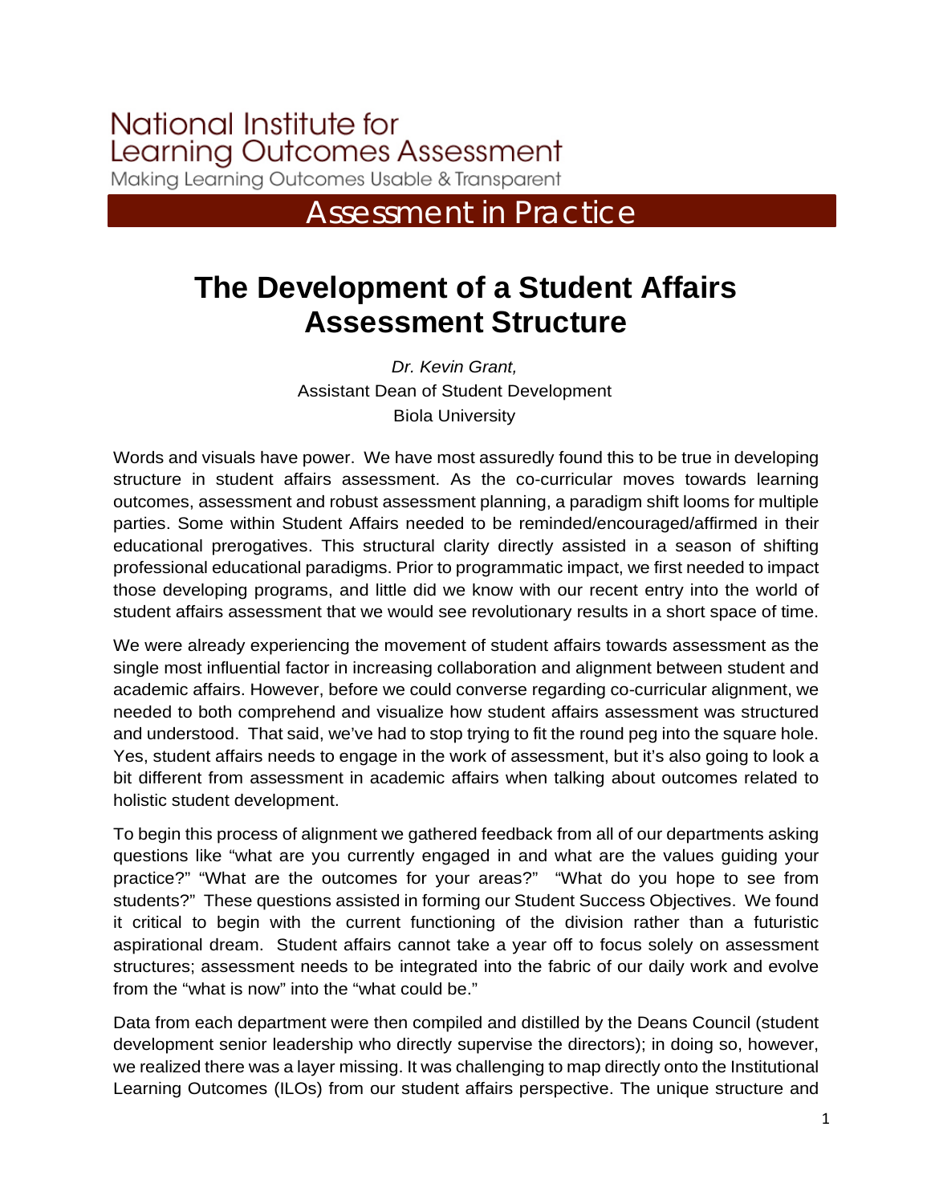National Institute for Learning Outcomes Assessment

Making Learning Outcomes Usable & Transparent

Assessment in Practice

# The Development of a Student Affairs Assessment Structure

*Dr. Kevin Grant,*
Assistant Dean of Student Development
Biola University

Words and visuals have power. We have most assuredly found this to be true in developing structure in student affairs assessment. As the co-curricular moves towards learning outcomes, assessment and robust assessment planning, a paradigm shift looms for multiple parties. Some within Student Affairs needed to be reminded/encouraged/affirmed in their educational prerogatives. This structural clarity directly assisted in a season of shifting professional educational paradigms. Prior to programmatic impact, we first needed to impact those developing programs, and little did we know with our recent entry into the world of student affairs assessment that we would see revolutionary results in a short space of time.

We were already experiencing the movement of student affairs towards assessment as the single most influential factor in increasing collaboration and alignment between student and academic affairs. However, before we could converse regarding co-curricular alignment, we needed to both comprehend and visualize how student affairs assessment was structured and understood. That said, we've had to stop trying to fit the round peg into the square hole. Yes, student affairs needs to engage in the work of assessment, but it's also going to look a bit different from assessment in academic affairs when talking about outcomes related to holistic student development.

To begin this process of alignment we gathered feedback from all of our departments asking questions like "what are you currently engaged in and what are the values guiding your practice?" "What are the outcomes for your areas?" "What do you hope to see from students?" These questions assisted in forming our Student Success Objectives. We found it critical to begin with the current functioning of the division rather than a futuristic aspirational dream. Student affairs cannot take a year off to focus solely on assessment structures; assessment needs to be integrated into the fabric of our daily work and evolve from the "what is now" into the "what could be."

Data from each department were then compiled and distilled by the Deans Council (student development senior leadership who directly supervise the directors); in doing so, however, we realized there was a layer missing. It was challenging to map directly onto the Institutional Learning Outcomes (ILOs) from our student affairs perspective. The unique structure and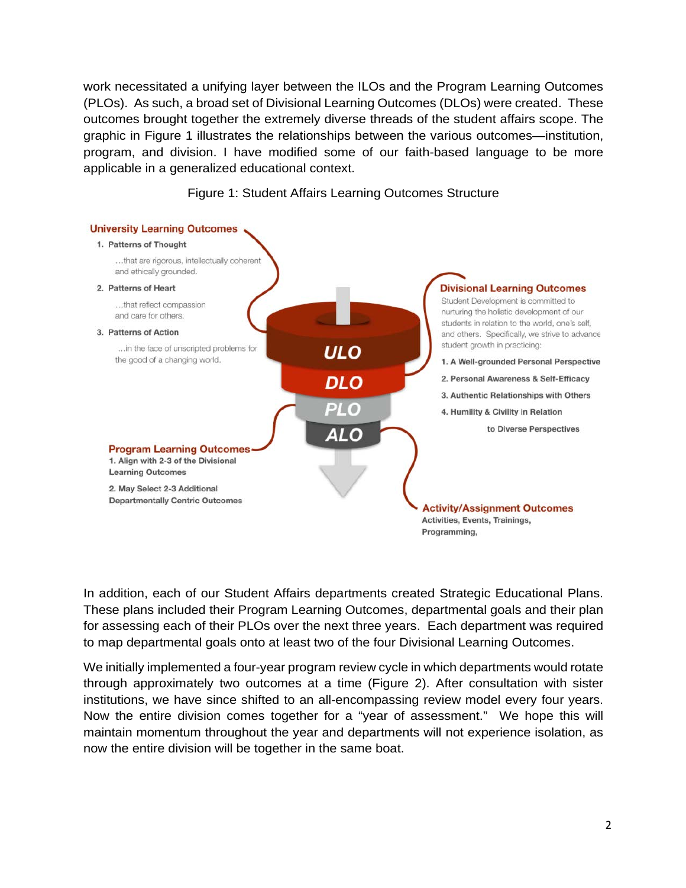work necessitated a unifying layer between the ILOs and the Program Learning Outcomes (PLOs). As such, a broad set of Divisional Learning Outcomes (DLOs) were created. These outcomes brought together the extremely diverse threads of the student affairs scope. The graphic in Figure 1 illustrates the relationships between the various outcomes—institution, program, and division. I have modified some of our faith-based language to be more applicable in a generalized educational context.

Figure 1: Student Affairs Learning Outcomes Structure

University Learning Outcomes

1. Patterns of Thought

…that are rigorous, intellectually coherent and ethically grounded.

2. Patterns of Heart

…that reflect compassion and care for others.

3. Patterns of Action

…in the face of unscripted problems for the good of a changing world.

ULO

DLO

PLO

ALO

Divisional Learning Outcomes

Student Development is committed to nurturing the holistic development of our students in relation to the world, one's self, and others. Specifically, we strive to advance student growth in practicing:

1. A Well-grounded Personal Perspective
2. Personal Awareness & Self-Efficacy
3. Authentic Relationships with Others
4. Humility & Civility in Relation to Diverse Perspectives

Program Learning Outcomes

1. Align with 2-3 of the Divisional Learning Outcomes
2. May Select 2-3 Additional Departmentally Centric Outcomes

Activity/Assignment Outcomes

Activities, Events, Trainings, Programming,

In addition, each of our Student Affairs departments created Strategic Educational Plans. These plans included their Program Learning Outcomes, departmental goals and their plan for assessing each of their PLOs over the next three years. Each department was required to map departmental goals onto at least two of the four Divisional Learning Outcomes.

We initially implemented a four-year program review cycle in which departments would rotate through approximately two outcomes at a time (Figure 2). After consultation with sister institutions, we have since shifted to an all-encompassing review model every four years. Now the entire division comes together for a "year of assessment." We hope this will maintain momentum throughout the year and departments will not experience isolation, as now the entire division will be together in the same boat.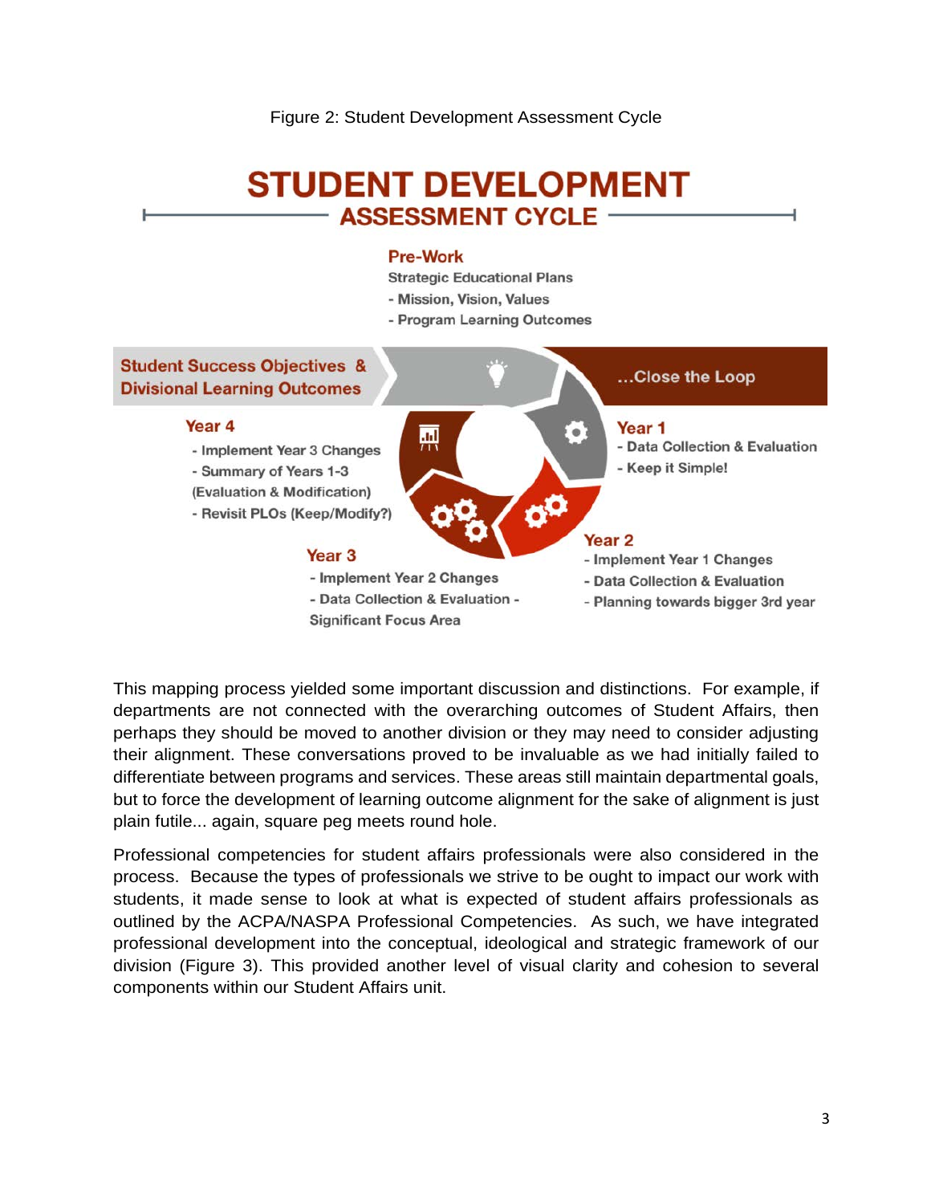Figure 2: Student Development Assessment Cycle

STUDENT DEVELOPMENT
ASSESSMENT CYCLE

Pre-Work
Strategic Educational Plans
- Mission, Vision, Values
- Program Learning Outcomes

Student Success Objectives & Divisional Learning Outcomes

...Close the Loop

Year 1
- Data Collection & Evaluation
- Keep it Simple!

Year 2
- Implement Year 1 Changes
- Data Collection & Evaluation
- Planning towards bigger 3rd year

Year 3
- Implement Year 2 Changes
- Data Collection & Evaluation - Significant Focus Area

Year 4
- Implement Year 3 Changes
- Summary of Years 1-3 (Evaluation & Modification)
- Revisit PLOs (Keep/Modify?)

This mapping process yielded some important discussion and distinctions. For example, if departments are not connected with the overarching outcomes of Student Affairs, then perhaps they should be moved to another division or they may need to consider adjusting their alignment. These conversations proved to be invaluable as we had initially failed to differentiate between programs and services. These areas still maintain departmental goals, but to force the development of learning outcome alignment for the sake of alignment is just plain futile... again, square peg meets round hole.

Professional competencies for student affairs professionals were also considered in the process. Because the types of professionals we strive to be ought to impact our work with students, it made sense to look at what is expected of student affairs professionals as outlined by the ACPA/NASPA Professional Competencies. As such, we have integrated professional development into the conceptual, ideological and strategic framework of our division (Figure 3). This provided another level of visual clarity and cohesion to several components within our Student Affairs unit.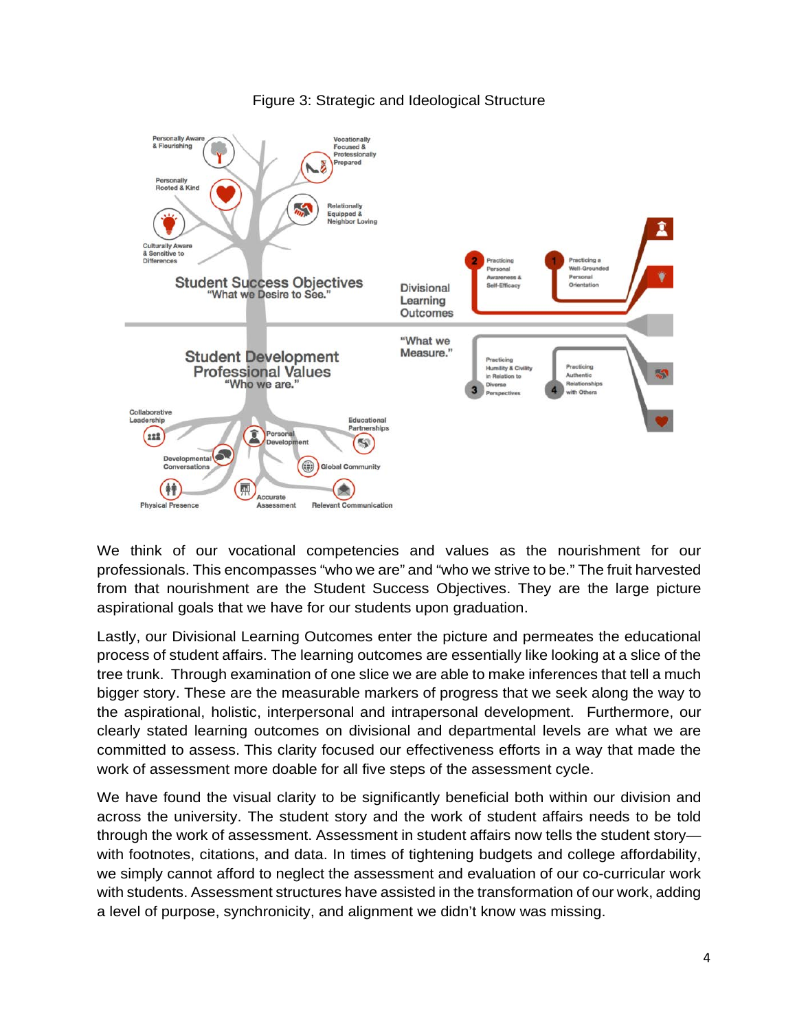Figure 3: Strategic and Ideological Structure

Personally Aware & Flourishing

Vocationally Focused & Professionally Prepared

Personally Rooted & Kind

Relationally Equipped & Neighbor Loving

Culturally Aware & Sensitive to Differences

Student Success Objectives
"What we Desire to See."

Divisional Learning Outcomes

"What we Measure."

2 Practicing Personal Awareness & Self-Efficacy

1 Practicing a Well-Grounded Personal Orientation

3 Practicing Humility & Civility in Relation to Diverse Perspectives

4 Practicing Authentic Relationships with Others

Student Development Professional Values
"Who we are."

Collaborative Leadership

Educational Partnerships

Personal Development

Developmental Conversations

Global Community

Physical Presence

Accurate Assessment

Relevant Communication

We think of our vocational competencies and values as the nourishment for our professionals. This encompasses "who we are" and "who we strive to be." The fruit harvested from that nourishment are the Student Success Objectives. They are the large picture aspirational goals that we have for our students upon graduation.

Lastly, our Divisional Learning Outcomes enter the picture and permeates the educational process of student affairs. The learning outcomes are essentially like looking at a slice of the tree trunk. Through examination of one slice we are able to make inferences that tell a much bigger story. These are the measurable markers of progress that we seek along the way to the aspirational, holistic, interpersonal and intrapersonal development. Furthermore, our clearly stated learning outcomes on divisional and departmental levels are what we are committed to assess. This clarity focused our effectiveness efforts in a way that made the work of assessment more doable for all five steps of the assessment cycle.

We have found the visual clarity to be significantly beneficial both within our division and across the university. The student story and the work of student affairs needs to be told through the work of assessment. Assessment in student affairs now tells the student story—with footnotes, citations, and data. In times of tightening budgets and college affordability, we simply cannot afford to neglect the assessment and evaluation of our co-curricular work with students. Assessment structures have assisted in the transformation of our work, adding a level of purpose, synchronicity, and alignment we didn't know was missing.